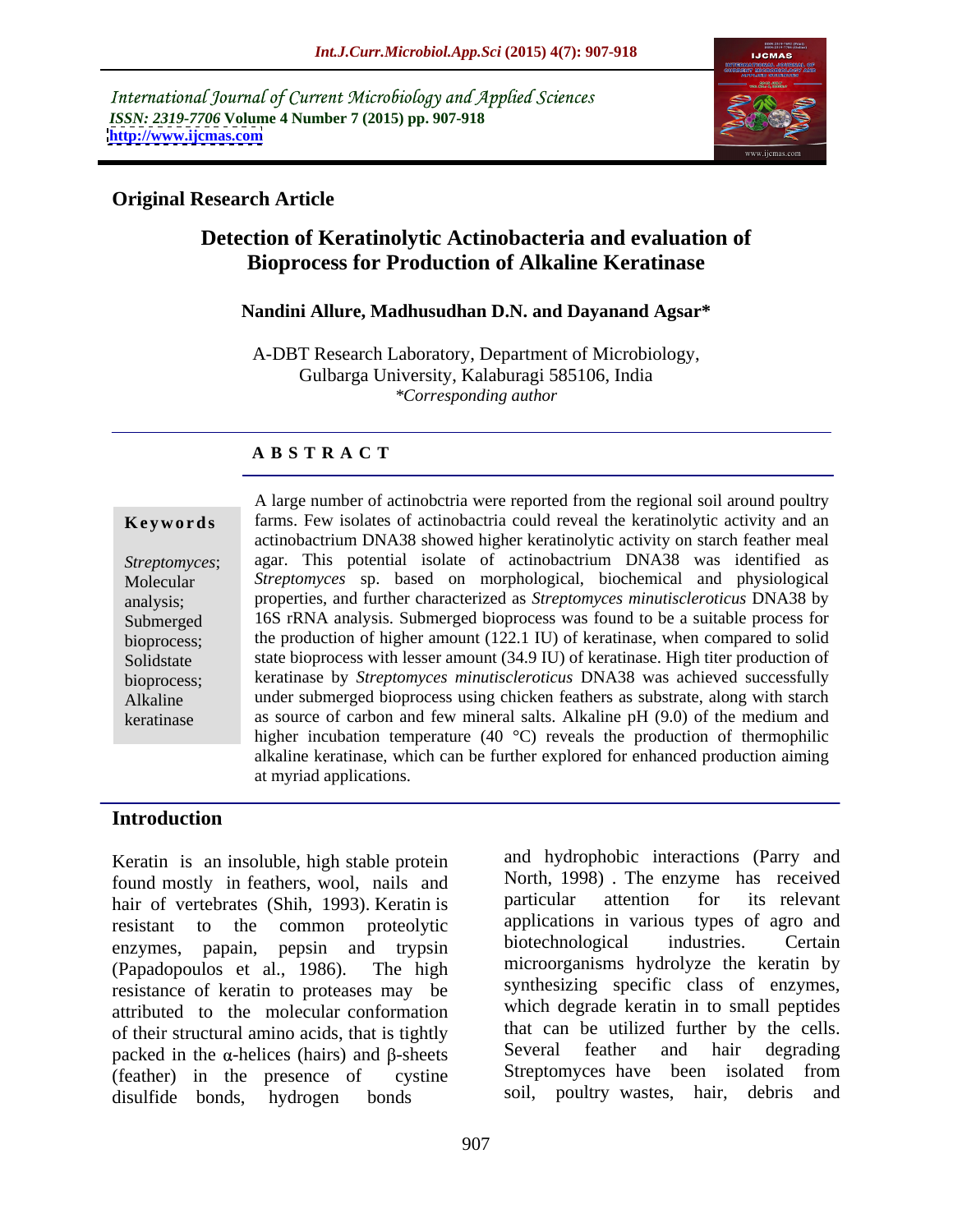International Journal of Current Microbiology and Applied Sciences
*ISSN: 2319-7706* **Volume 4 Number 7 (2015) pp. 907-918**
**http://www.ijcmas.com**

**Original Research Article**

# Detection of Keratinolytic Actinobacteria and evaluation of Bioprocess for Production of Alkaline Keratinase

**Nandini Allure, Madhusudhan D.N. and Dayanand Agsar***

A-DBT Research Laboratory, Department of Microbiology, Gulbarga University, Kalaburagi 585106, India
*\*Corresponding author*

## A B S T R A C T

**Keywords**

*Streptomyces*; Molecular analysis; Submerged bioprocess; Solidstate bioprocess; Alkaline keratinase

A large number of actinobctria were reported from the regional soil around poultry farms. Few isolates of actinobactria could reveal the keratinolytic activity and an actinobactrium DNA38 showed higher keratinolytic activity on starch feather meal agar. This potential isolate of actinobactrium DNA38 was identified as *Streptomyces* sp. based on morphological, biochemical and physiological properties, and further characterized as *Streptomyces minutiscleroticus* DNA38 by 16S rRNA analysis. Submerged bioprocess was found to be a suitable process for the production of higher amount (122.1 IU) of keratinase, when compared to solid state bioprocess with lesser amount (34.9 IU) of keratinase. High titer production of keratinase by *Streptomyces minutiscleroticus* DNA38 was achieved successfully under submerged bioprocess using chicken feathers as substrate, along with starch as source of carbon and few mineral salts. Alkaline pH (9.0) of the medium and higher incubation temperature (40 °C) reveals the production of thermophilic alkaline keratinase, which can be further explored for enhanced production aiming at myriad applications.

## Introduction

Keratin is an insoluble, high stable protein found mostly in feathers, wool, nails and hair of vertebrates (Shih, 1993). Keratin is resistant to the common proteolytic enzymes, papain, pepsin and trypsin (Papadopoulos et al., 1986). The high resistance of keratin to proteases may be attributed to the molecular conformation of their structural amino acids, that is tightly packed in the $\alpha$-helices (hairs) and $\beta$-sheets (feather) in the presence of cystine disulfide bonds, hydrogen bonds and hydrophobic interactions (Parry and North, 1998) . The enzyme has received particular attention for its relevant applications in various types of agro and biotechnological industries. Certain microorganisms hydrolyze the keratin by synthesizing specific class of enzymes, which degrade keratin in to small peptides that can be utilized further by the cells. Several feather and hair degrading Streptomyces have been isolated from soil, poultry wastes, hair, debris and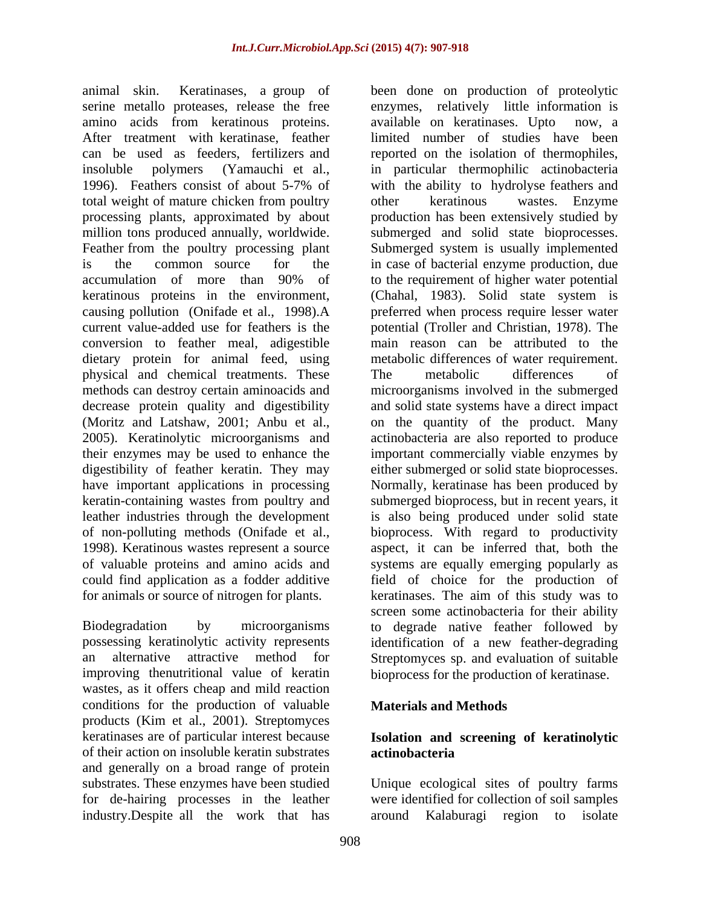animal skin. Keratinases, a group of serine metallo proteases, release the free amino acids from keratinous proteins. After treatment with keratinase, feather can be used as feeders, fertilizers and insoluble polymers (Yamauchi et al., 1996). Feathers consist of about 5-7% of total weight of mature chicken from poultry processing plants, approximated by about million tons produced annually, worldwide. Feather from the poultry processing plant is the common source for the accumulation of more than 90% of keratinous proteins in the environment, causing pollution (Onifade et al., 1998).A current value-added use for feathers is the conversion to feather meal, adigestible dietary protein for animal feed, using physical and chemical treatments. These methods can destroy certain aminoacids and decrease protein quality and digestibility (Moritz and Latshaw, 2001; Anbu et al., 2005). Keratinolytic microorganisms and their enzymes may be used to enhance the digestibility of feather keratin. They may have important applications in processing keratin-containing wastes from poultry and leather industries through the development of non-polluting methods (Onifade et al., 1998). Keratinous wastes represent a source of valuable proteins and amino acids and could find application as a fodder additive for animals or source of nitrogen for plants.

Biodegradation by microorganisms possessing keratinolytic activity represents an alternative attractive method for improving thenutritional value of keratin wastes, as it offers cheap and mild reaction conditions for the production of valuable products (Kim et al., 2001). Streptomyces keratinases are of particular interest because of their action on insoluble keratin substrates and generally on a broad range of protein substrates. These enzymes have been studied for de-hairing processes in the leather industry.Despite all the work that has been done on production of proteolytic enzymes, relatively little information is available on keratinases. Upto now, a limited number of studies have been reported on the isolation of thermophiles, in particular thermophilic actinobacteria with the ability to hydrolyse feathers and other keratinous wastes. Enzyme production has been extensively studied by submerged and solid state bioprocesses. Submerged system is usually implemented in case of bacterial enzyme production, due to the requirement of higher water potential (Chahal, 1983). Solid state system is preferred when process require lesser water potential (Troller and Christian, 1978). The main reason can be attributed to the metabolic differences of water requirement. The metabolic differences of microorganisms involved in the submerged and solid state systems have a direct impact on the quantity of the product. Many actinobacteria are also reported to produce important commercially viable enzymes by either submerged or solid state bioprocesses. Normally, keratinase has been produced by submerged bioprocess, but in recent years, it is also being produced under solid state bioprocess. With regard to productivity aspect, it can be inferred that, both the systems are equally emerging popularly as field of choice for the production of keratinases. The aim of this study was to screen some actinobacteria for their ability to degrade native feather followed by identification of a new feather-degrading Streptomyces sp. and evaluation of suitable bioprocess for the production of keratinase.

## Materials and Methods

### Isolation and screening of keratinolytic actinobacteria

Unique ecological sites of poultry farms were identified for collection of soil samples around Kalaburagi region to isolate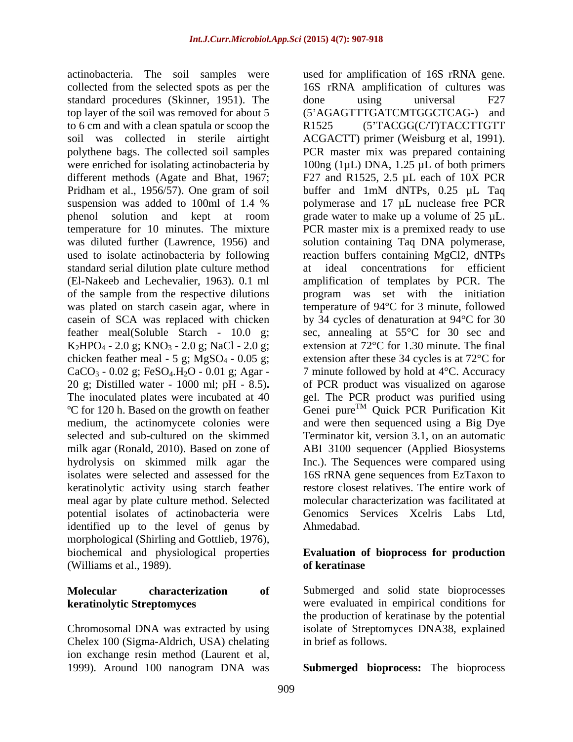actinobacteria. The soil samples were collected from the selected spots as per the standard procedures (Skinner, 1951). The top layer of the soil was removed for about 5 to 6 cm and with a clean spatula or scoop the soil was collected in sterile airtight polythene bags. The collected soil samples were enriched for isolating actinobacteria by different methods (Agate and Bhat, 1967; Pridham et al., 1956/57). One gram of soil suspension was added to 100ml of 1.4 % phenol solution and kept at room temperature for 10 minutes. The mixture was diluted further (Lawrence, 1956) and used to isolate actinobacteria by following standard serial dilution plate culture method (El-Nakeeb and Lechevalier, 1963). 0.1 ml of the sample from the respective dilutions was plated on starch casein agar, where in casein of SCA was replaced with chicken feather meal(Soluble Starch - 10.0 g; $K_2HPO_4$ - 2.0 g; $KNO_3$ - 2.0 g; NaCl - 2.0 g; chicken feather meal - 5 g; $MgSO_4$ - 0.05 g; $CaCO_3$ - 0.02 g; $FeSO_4.H_2O$ - 0.01 g; Agar - 20 g; Distilled water - 1000 ml; pH - 8.5)**.** The inoculated plates were incubated at 40 ºC for 120 h. Based on the growth on feather medium, the actinomycete colonies were selected and sub-cultured on the skimmed milk agar (Ronald, 2010). Based on zone of hydrolysis on skimmed milk agar the isolates were selected and assessed for the keratinolytic activity using starch feather meal agar by plate culture method. Selected potential isolates of actinobacteria were identified up to the level of genus by morphological (Shirling and Gottlieb, 1976), biochemical and physiological properties (Williams et al., 1989).

## Molecular characterization of keratinolytic Streptomyces

Chromosomal DNA was extracted by using Chelex 100 (Sigma-Aldrich, USA) chelating ion exchange resin method (Laurent et al, 1999). Around 100 nanogram DNA was used for amplification of 16S rRNA gene. 16S rRNA amplification of cultures was done using universal F27 (5'AGAGTTTGATCMTGGCTCAG-) and R1525 (5'TACGG(C/T)TACCTTGTT ACGACTT) primer (Weisburg et al, 1991). PCR master mix was prepared containing 100ng (1µL) DNA, 1.25 µL of both primers F27 and R1525, 2.5 µL each of 10X PCR buffer and 1mM dNTPs, 0.25 µL Taq polymerase and 17 µL nuclease free PCR grade water to make up a volume of 25 µL. PCR master mix is a premixed ready to use solution containing Taq DNA polymerase, reaction buffers containing MgCl2, dNTPs at ideal concentrations for efficient amplification of templates by PCR. The program was set with the initiation temperature of 94°C for 3 minute, followed by 34 cycles of denaturation at 94°C for 30 sec, annealing at 55°C for 30 sec and extension at 72°C for 1.30 minute. The final extension after these 34 cycles is at 72°C for 7 minute followed by hold at 4°C. Accuracy of PCR product was visualized on agarose gel. The PCR product was purified using Genei pure™ Quick PCR Purification Kit and were then sequenced using a Big Dye Terminator kit, version 3.1, on an automatic ABI 3100 sequencer (Applied Biosystems Inc.). The Sequences were compared using 16S rRNA gene sequences from EzTaxon to restore closest relatives. The entire work of molecular characterization was facilitated at Genomics Services Xcelris Labs Ltd, Ahmedabad.

## Evaluation of bioprocess for production of keratinase

Submerged and solid state bioprocesses were evaluated in empirical conditions for the production of keratinase by the potential isolate of Streptomyces DNA38, explained in brief as follows.

**Submerged bioprocess:** The bioprocess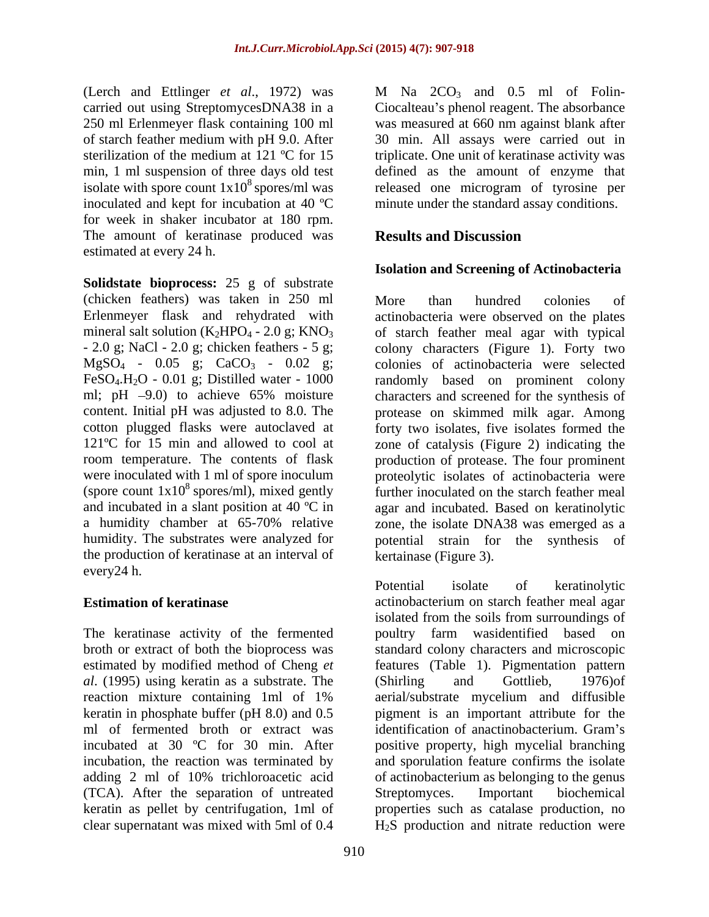(Lerch and Ettlinger *et al*., 1972) was carried out using StreptomycesDNA38 in a 250 ml Erlenmeyer flask containing 100 ml of starch feather medium with pH 9.0. After sterilization of the medium at 121 ºC for 15 min, 1 ml suspension of three days old test isolate with spore count $1x10^8$ spores/ml was inoculated and kept for incubation at 40 ºC for week in shaker incubator at 180 rpm. The amount of keratinase produced was estimated at every 24 h.

**Solidstate bioprocess:** 25 g of substrate (chicken feathers) was taken in 250 ml Erlenmeyer flask and rehydrated with mineral salt solution ($K_2HPO_4$ - 2.0 g; $KNO_3$ - 2.0 g; NaCl - 2.0 g; chicken feathers - 5 g; $MgSO_4$ - 0.05 g; $CaCO_3$ - 0.02 g; $FeSO_4.H_2O$ - 0.01 g; Distilled water - 1000 ml; pH –9.0) to achieve 65% moisture content. Initial pH was adjusted to 8.0. The cotton plugged flasks were autoclaved at 121ºC for 15 min and allowed to cool at room temperature. The contents of flask were inoculated with 1 ml of spore inoculum (spore count $1x10^8$ spores/ml), mixed gently and incubated in a slant position at 40 ºC in a humidity chamber at 65-70% relative humidity. The substrates were analyzed for the production of keratinase at an interval of every24 h.

### Estimation of keratinase

The keratinase activity of the fermented broth or extract of both the bioprocess was estimated by modified method of Cheng *et al*. (1995) using keratin as a substrate. The reaction mixture containing 1ml of 1% keratin in phosphate buffer (pH 8.0) and 0.5 ml of fermented broth or extract was incubated at 30 ºC for 30 min. After incubation, the reaction was terminated by adding 2 ml of 10% trichloroacetic acid (TCA). After the separation of untreated keratin as pellet by centrifugation, 1ml of clear supernatant was mixed with 5ml of 0.4 M Na $2CO_3$ and 0.5 ml of Folin-Ciocalteau's phenol reagent. The absorbance was measured at 660 nm against blank after 30 min. All assays were carried out in triplicate. One unit of keratinase activity was defined as the amount of enzyme that released one microgram of tyrosine per minute under the standard assay conditions.

## Results and Discussion

### Isolation and Screening of Actinobacteria

More than hundred colonies of actinobacteria were observed on the plates of starch feather meal agar with typical colony characters (Figure 1). Forty two colonies of actinobacteria were selected randomly based on prominent colony characters and screened for the synthesis of protease on skimmed milk agar. Among forty two isolates, five isolates formed the zone of catalysis (Figure 2) indicating the production of protease. The four prominent proteolytic isolates of actinobacteria were further inoculated on the starch feather meal agar and incubated. Based on keratinolytic zone, the isolate DNA38 was emerged as a potential strain for the synthesis of kertainase (Figure 3).

Potential isolate of keratinolytic actinobacterium on starch feather meal agar isolated from the soils from surroundings of poultry farm wasidentified based on standard colony characters and microscopic features (Table 1). Pigmentation pattern (Shirling and Gottlieb, 1976)of aerial/substrate mycelium and diffusible pigment is an important attribute for the identification of anactinobacterium. Gram's positive property, high mycelial branching and sporulation feature confirms the isolate of actinobacterium as belonging to the genus Streptomyces. Important biochemical properties such as catalase production, no $H_2S$ production and nitrate reduction were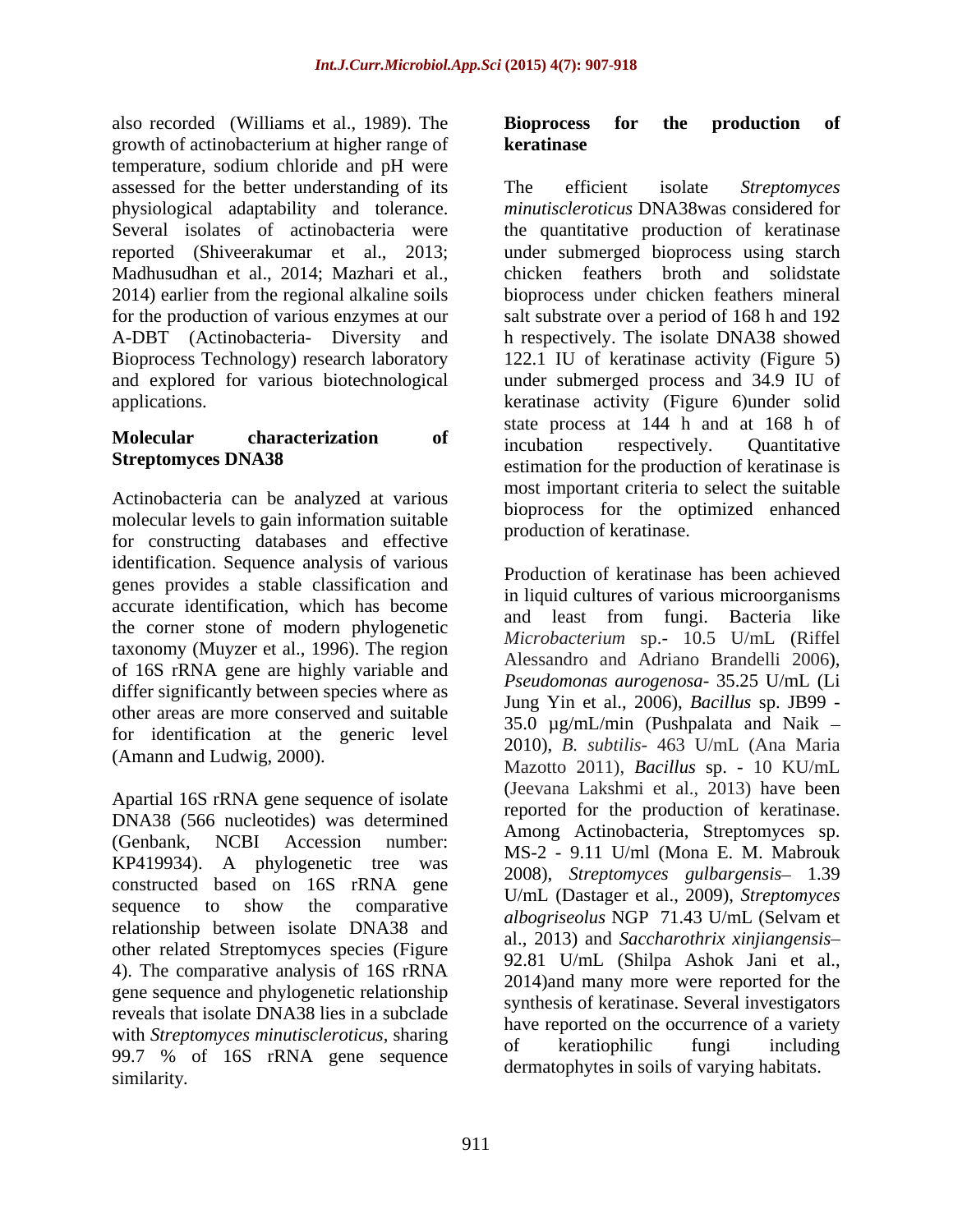also recorded (Williams et al., 1989). The growth of actinobacterium at higher range of temperature, sodium chloride and pH were assessed for the better understanding of its physiological adaptability and tolerance. Several isolates of actinobacteria were reported (Shiveerakumar et al., 2013; Madhusudhan et al., 2014; Mazhari et al., 2014) earlier from the regional alkaline soils for the production of various enzymes at our A-DBT (Actinobacteria- Diversity and Bioprocess Technology) research laboratory and explored for various biotechnological applications.

## Molecular characterization of Streptomyces DNA38

Actinobacteria can be analyzed at various molecular levels to gain information suitable for constructing databases and effective identification. Sequence analysis of various genes provides a stable classification and accurate identification, which has become the corner stone of modern phylogenetic taxonomy (Muyzer et al., 1996). The region of 16S rRNA gene are highly variable and differ significantly between species where as other areas are more conserved and suitable for identification at the generic level (Amann and Ludwig, 2000).

Apartial 16S rRNA gene sequence of isolate DNA38 (566 nucleotides) was determined (Genbank, NCBI Accession number: KP419934). A phylogenetic tree was constructed based on 16S rRNA gene sequence to show the comparative relationship between isolate DNA38 and other related Streptomyces species (Figure 4). The comparative analysis of 16S rRNA gene sequence and phylogenetic relationship reveals that isolate DNA38 lies in a subclade with *Streptomyces minutiscleroticus*, sharing 99.7 % of 16S rRNA gene sequence similarity.

## Bioprocess for the production of keratinase

The efficient isolate *Streptomyces minutiscleroticus* DNA38was considered for the quantitative production of keratinase under submerged bioprocess using starch chicken feathers broth and solidstate bioprocess under chicken feathers mineral salt substrate over a period of 168 h and 192 h respectively. The isolate DNA38 showed 122.1 IU of keratinase activity (Figure 5) under submerged process and 34.9 IU of keratinase activity (Figure 6)under solid state process at 144 h and at 168 h of incubation respectively. Quantitative estimation for the production of keratinase is most important criteria to select the suitable bioprocess for the optimized enhanced production of keratinase.

Production of keratinase has been achieved in liquid cultures of various microorganisms and least from fungi. Bacteria like *Microbacterium* sp.- 10.5 U/mL (Riffel Alessandro and Adriano Brandelli 2006), *Pseudomonas aurogenosa*- 35.25 U/mL (Li Jung Yin et al., 2006), *Bacillus* sp. JB99 - 35.0 µg/mL/min (Pushpalata and Naik – 2010), *B. subtilis*- 463 U/mL (Ana Maria Mazotto 2011), *Bacillus* sp. - 10 KU/mL (Jeevana Lakshmi et al., 2013) have been reported for the production of keratinase. Among Actinobacteria, Streptomyces sp. MS-2 - 9.11 U/ml (Mona E. M. Mabrouk 2008), *Streptomyces gulbargensis*– 1.39 U/mL (Dastager et al., 2009), *Streptomyces albogriseolus* NGP 71.43 U/mL (Selvam et al., 2013) and *Saccharothrix xinjiangensis*– 92.81 U/mL (Shilpa Ashok Jani et al., 2014)and many more were reported for the synthesis of keratinase. Several investigators have reported on the occurrence of a variety of keratiophilic fungi including dermatophytes in soils of varying habitats.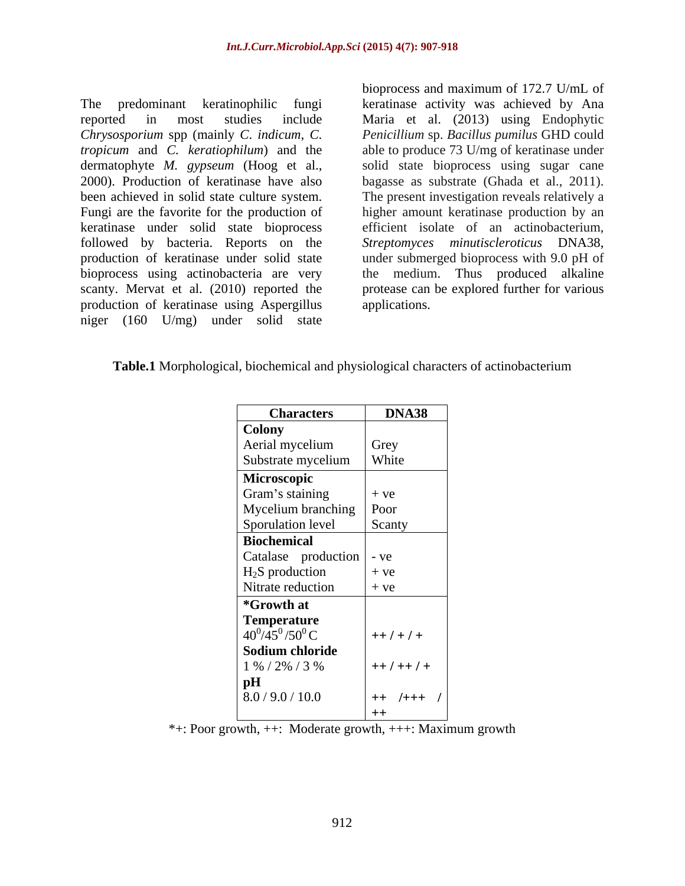The predominant keratinophilic fungi reported in most studies include *Chrysosporium* spp (mainly *C. indicum*, *C. tropicum* and *C. keratiophilum*) and the dermatophyte *M. gypseum* (Hoog et al., 2000). Production of keratinase have also been achieved in solid state culture system. Fungi are the favorite for the production of keratinase under solid state bioprocess followed by bacteria. Reports on the production of keratinase under solid state bioprocess using actinobacteria are very scanty. Mervat et al. (2010) reported the production of keratinase using Aspergillus niger (160 U/mg) under solid state bioprocess and maximum of 172.7 U/mL of keratinase activity was achieved by Ana Maria et al. (2013) using Endophytic *Penicillium* sp. *Bacillus pumilus* GHD could able to produce 73 U/mg of keratinase under solid state bioprocess using sugar cane bagasse as substrate (Ghada et al., 2011). The present investigation reveals relatively a higher amount keratinase production by an efficient isolate of an actinobacterium, *Streptomyces minutiscleroticus* DNA38, under submerged bioprocess with 9.0 pH of the medium. Thus produced alkaline protease can be explored further for various applications.

**Table.1** Morphological, biochemical and physiological characters of actinobacterium

| Characters | DNA38 |
|---|---|
| **Colony** | |
| Aerial mycelium | Grey |
| Substrate mycelium | White |
| **Microscopic** | |
| Gram's staining | + ve |
| Mycelium branching | Poor |
| Sporulation level | Scanty |
| **Biochemical** | |
| Catalase production | - ve |
| $H_2S$ production | + ve |
| Nitrate reduction | + ve |
| ***Growth at** | |
| **Temperature** | |
| $40^0/45^0/50^0$ C | ++ / + / + |
| **Sodium chloride** | |
| 1 % / 2% / 3 % | ++ / ++ / + |
| **pH** | |
| 8.0 / 9.0 / 10.0 | ++ /+++ / ++ |

*+: Poor growth, ++: Moderate growth, +++: Maximum growth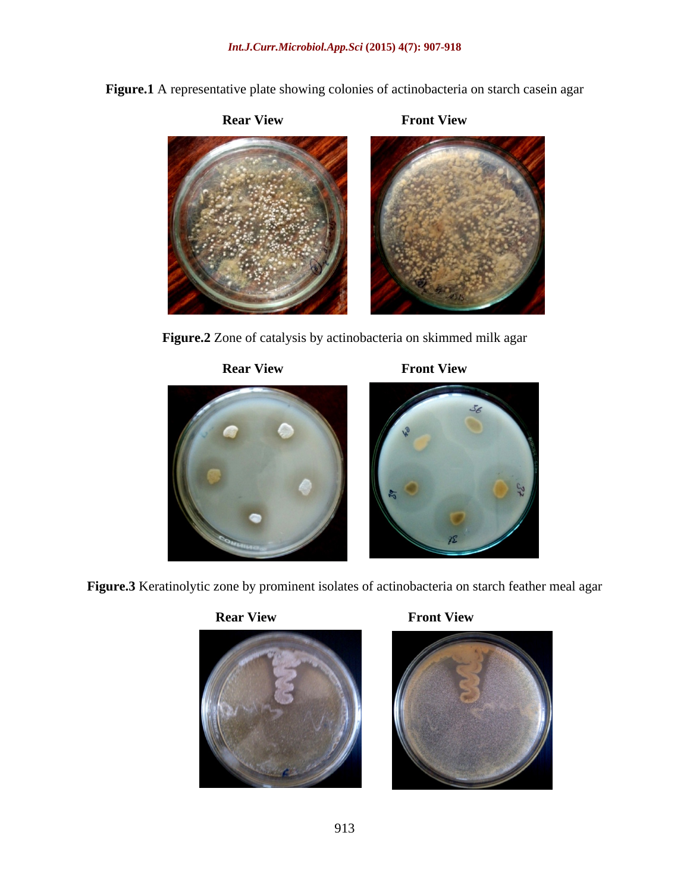**Figure.1** A representative plate showing colonies of actinobacteria on starch casein agar

**Rear View** **Front View**

**Figure.2** Zone of catalysis by actinobacteria on skimmed milk agar

**Rear View** **Front View**

**Figure.3** Keratinolytic zone by prominent isolates of actinobacteria on starch feather meal agar

**Rear View** **Front View**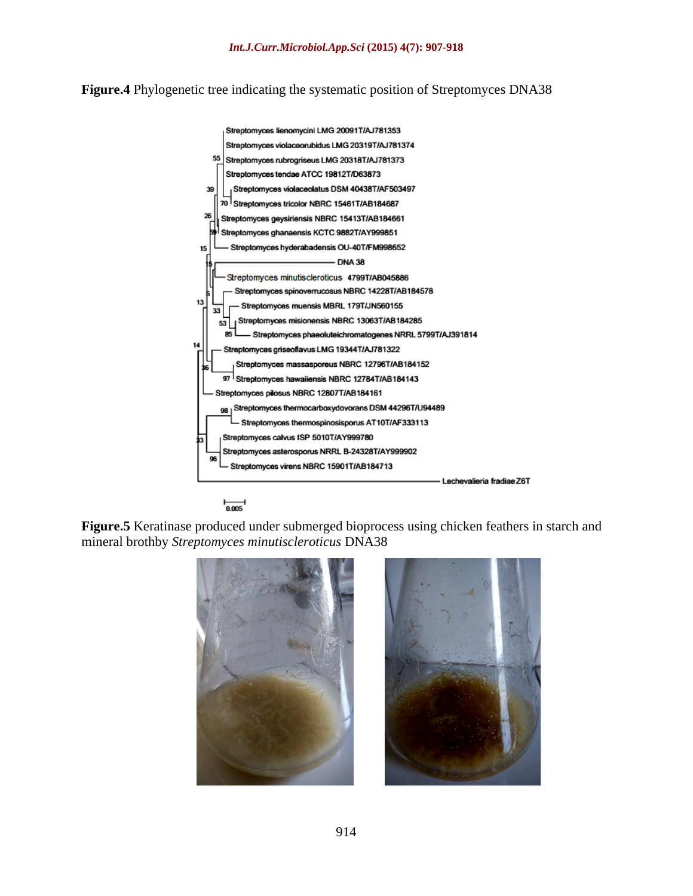**Figure.4** Phylogenetic tree indicating the systematic position of Streptomyces DNA38

**Figure.5** Keratinase produced under submerged bioprocess using chicken feathers in starch and mineral brothby *Streptomyces minutiscleroticus* DNA38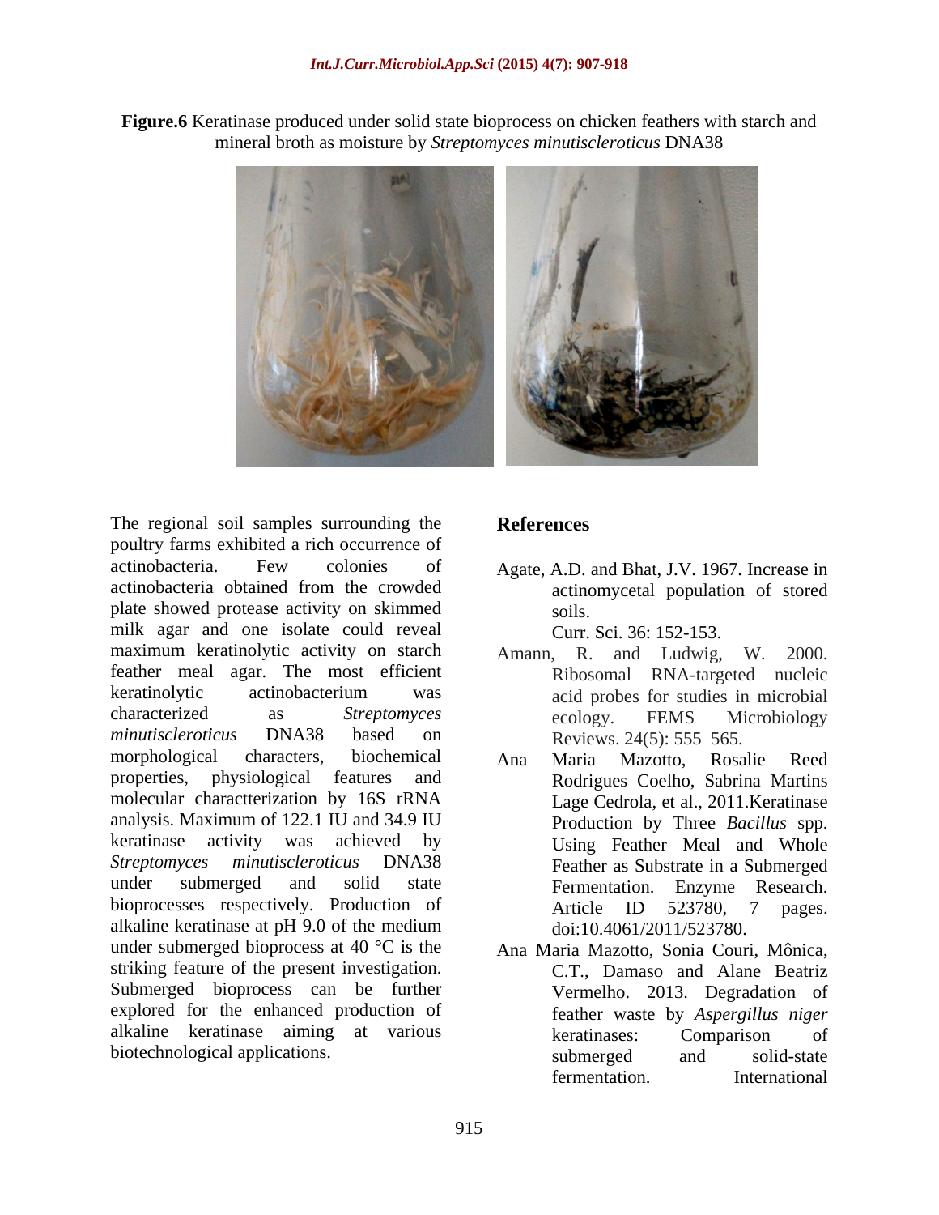**Figure.6** Keratinase produced under solid state bioprocess on chicken feathers with starch and mineral broth as moisture by *Streptomyces minutiscleroticus* DNA38

The regional soil samples surrounding the poultry farms exhibited a rich occurrence of actinobacteria. Few colonies of actinobacteria obtained from the crowded plate showed protease activity on skimmed milk agar and one isolate could reveal maximum keratinolytic activity on starch feather meal agar. The most efficient keratinolytic actinobacterium was characterized as *Streptomyces minutiscleroticus* DNA38 based on morphological characters, biochemical properties, physiological features and molecular charactterization by 16S rRNA analysis. Maximum of 122.1 IU and 34.9 IU keratinase activity was achieved by *Streptomyces minutiscleroticus* DNA38 under submerged and solid state bioprocesses respectively. Production of alkaline keratinase at pH 9.0 of the medium under submerged bioprocess at 40 °C is the striking feature of the present investigation. Submerged bioprocess can be further explored for the enhanced production of alkaline keratinase aiming at various biotechnological applications.

## References

Agate, A.D. and Bhat, J.V. 1967. Increase in actinomycetal population of stored soils. Curr. Sci. 36: 152-153.

Amann, R. and Ludwig, W. 2000. Ribosomal RNA-targeted nucleic acid probes for studies in microbial ecology. FEMS Microbiology Reviews. 24(5): 555–565.

Ana Maria Mazotto, Rosalie Reed Rodrigues Coelho, Sabrina Martins Lage Cedrola, et al., 2011.Keratinase Production by Three *Bacillus* spp. Using Feather Meal and Whole Feather as Substrate in a Submerged Fermentation. Enzyme Research. Article ID 523780, 7 pages. doi:10.4061/2011/523780.

Ana Maria Mazotto, Sonia Couri, Mônica, C.T., Damaso and Alane Beatriz Vermelho. 2013. Degradation of feather waste by *Aspergillus niger* keratinases: Comparison of submerged and solid-state fermentation. International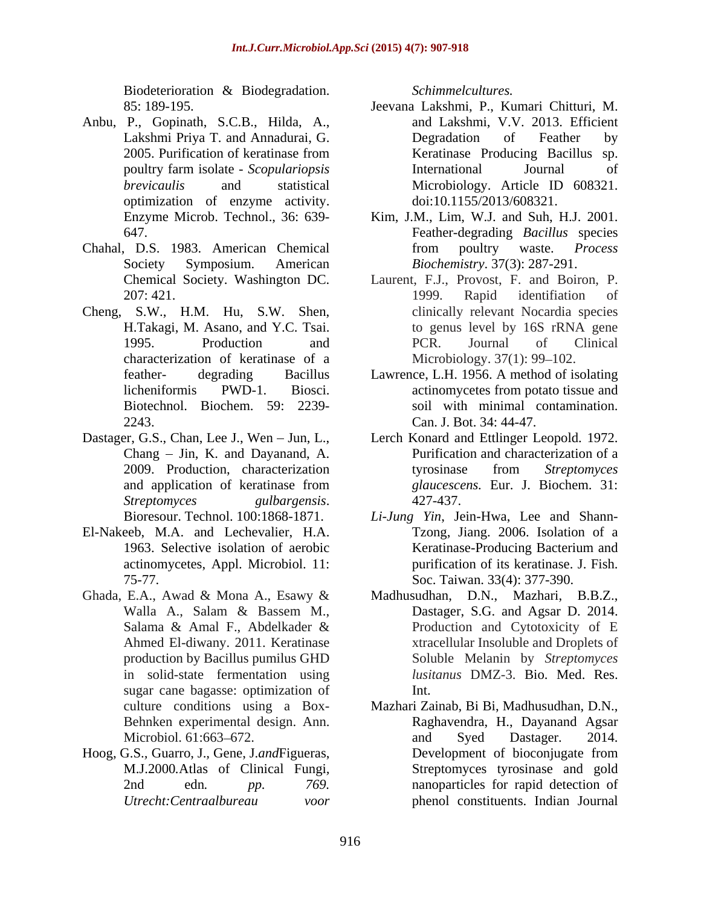Biodeterioration & Biodegradation. 85: 189-195.

Anbu, P., Gopinath, S.C.B., Hilda, A., Lakshmi Priya T. and Annadurai, G. 2005. Purification of keratinase from poultry farm isolate - *Scopulariopsis brevicaulis* and statistical optimization of enzyme activity. Enzyme Microb. Technol., 36: 639-647.

Chahal, D.S. 1983. American Chemical Society Symposium. American Chemical Society. Washington DC. 207: 421.

Cheng, S.W., H.M. Hu, S.W. Shen, H.Takagi, M. Asano, and Y.C. Tsai. 1995. Production and characterization of keratinase of a feather- degrading Bacillus licheniformis PWD-1. Biosci. Biotechnol. Biochem. 59: 2239-2243.

Dastager, G.S., Chan, Lee J., Wen – Jun, L., Chang – Jin, K. and Dayanand, A. 2009. Production, characterization and application of keratinase from *Streptomyces gulbargensis*. Bioresour. Technol. 100:1868-1871.

El-Nakeeb, M.A. and Lechevalier, H.A. 1963. Selective isolation of aerobic actinomycetes, Appl. Microbiol. 11: 75-77.

Ghada, E.A., Awad & Mona A., Esawy & Walla A., Salam & Bassem M., Salama & Amal F., Abdelkader & Ahmed El-diwany. 2011. Keratinase production by Bacillus pumilus GHD in solid-state fermentation using sugar cane bagasse: optimization of culture conditions using a Box-Behnken experimental design. Ann. Microbiol. 61:663–672.

Hoog, G.S., Guarro, J., Gene, J.*and*Figueras, M.J.2000.Atlas of Clinical Fungi, 2nd edn. *pp. 769. Utrecht:Centraalbureau voor Schimmelcultures.*

Jeevana Lakshmi, P., Kumari Chitturi, M. and Lakshmi, V.V. 2013. Efficient Degradation of Feather by Keratinase Producing Bacillus sp. International Journal of Microbiology. Article ID 608321. doi:10.1155/2013/608321.

Kim, J.M., Lim, W.J. and Suh, H.J. 2001. Feather-degrading *Bacillus* species from poultry waste. *Process Biochemistry*. 37(3): 287-291.

Laurent, F.J., Provost, F. and Boiron, P. 1999. Rapid identification of clinically relevant Nocardia species to genus level by 16S rRNA gene PCR. Journal of Clinical Microbiology. 37(1): 99–102.

Lawrence, L.H. 1956. A method of isolating actinomycetes from potato tissue and soil with minimal contamination. Can. J. Bot. 34: 44-47.

Lerch Konard and Ettlinger Leopold. 1972. Purification and characterization of a tyrosinase from *Streptomyces glaucescens.* Eur. J. Biochem. 31: 427-437.

*Li-Jung Yin*, Jein-Hwa, Lee and Shann-Tzong, Jiang. 2006. Isolation of a Keratinase-Producing Bacterium and purification of its keratinase. J. Fish. Soc. Taiwan. 33(4): 377-390.

Madhusudhan, D.N., Mazhari, B.B.Z., Dastager, S.G. and Agsar D. 2014. Production and Cytotoxicity of E xtracellular Insoluble and Droplets of Soluble Melanin by *Streptomyces lusitanus* DMZ-3. Bio. Med. Res. Int.

Mazhari Zainab, Bi Bi, Madhusudhan, D.N., Raghavendra, H., Dayanand Agsar and Syed Dastager. 2014. Development of bioconjugate from Streptomyces tyrosinase and gold nanoparticles for rapid detection of phenol constituents. Indian Journal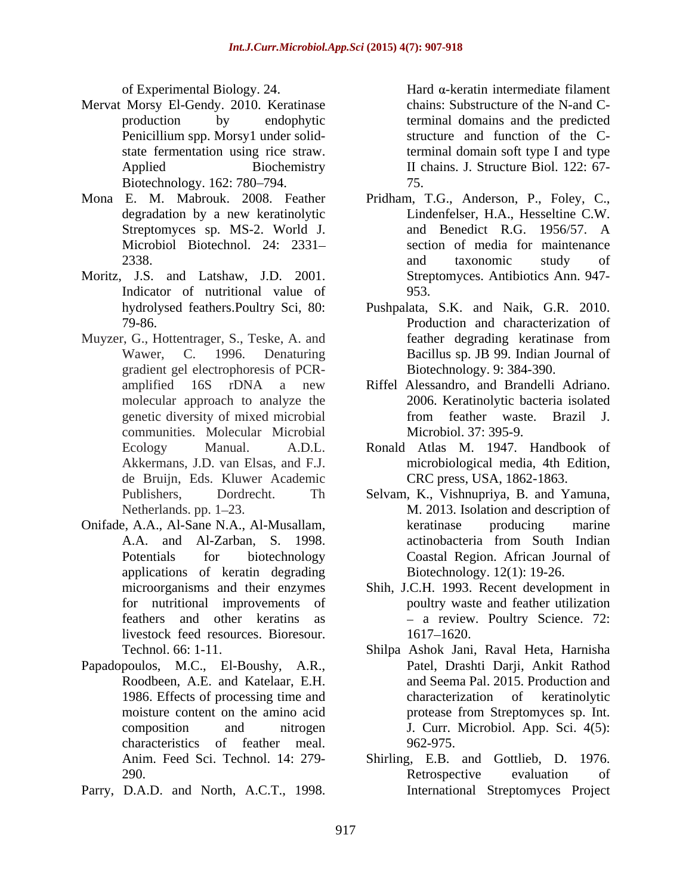of Experimental Biology. 24.

Mervat Morsy El-Gendy. 2010. Keratinase production by endophytic Penicillium spp. Morsy1 under solid-state fermentation using rice straw. Applied Biochemistry Biotechnology. 162: 780–794.

Mona E. M. Mabrouk. 2008. Feather degradation by a new keratinolytic Streptomyces sp. MS-2. World J. Microbiol Biotechnol. 24: 2331–2338.

Moritz, J.S. and Latshaw, J.D. 2001. Indicator of nutritional value of hydrolysed feathers.Poultry Sci, 80: 79-86.

Muyzer, G., Hottentrager, S., Teske, A. and Wawer, C. 1996. Denaturing gradient gel electrophoresis of PCR-amplified 16S rDNA a new molecular approach to analyze the genetic diversity of mixed microbial communities. Molecular Microbial Ecology Manual. A.D.L. Akkermans, J.D. van Elsas, and F.J. de Bruijn, Eds. Kluwer Academic Publishers, Dordrecht. Th Netherlands. pp. 1–23.

Onifade, A.A., Al-Sane N.A., Al-Musallam, A.A. and Al-Zarban, S. 1998. Potentials for biotechnology applications of keratin degrading microorganisms and their enzymes for nutritional improvements of feathers and other keratins as livestock feed resources. Bioresour. Technol. 66: 1-11.

Papadopoulos, M.C., El-Boushy, A.R., Roodbeen, A.E. and Katelaar, E.H. 1986. Effects of processing time and moisture content on the amino acid composition and nitrogen characteristics of feather meal. Anim. Feed Sci. Technol. 14: 279-290.

Parry, D.A.D. and North, A.C.T., 1998. Hard α-keratin intermediate filament chains: Substructure of the N-and C-terminal domains and the predicted structure and function of the C-terminal domain soft type I and type II chains. J. Structure Biol. 122: 67-75.

Pridham, T.G., Anderson, P., Foley, C., Lindenfelser, H.A., Hesseltine C.W. and Benedict R.G. 1956/57. A section of media for maintenance and taxonomic study of Streptomyces. Antibiotics Ann. 947-953.

Pushpalata, S.K. and Naik, G.R. 2010. Production and characterization of feather degrading keratinase from Bacillus sp. JB 99. Indian Journal of Biotechnology. 9: 384-390.

Riffel Alessandro, and Brandelli Adriano. 2006. Keratinolytic bacteria isolated from feather waste. Brazil J. Microbiol. 37: 395-9.

Ronald Atlas M. 1947. Handbook of microbiological media, 4th Edition, CRC press, USA, 1862-1863.

Selvam, K., Vishnupriya, B. and Yamuna, M. 2013. Isolation and description of keratinase producing marine actinobacteria from South Indian Coastal Region. African Journal of Biotechnology. 12(1): 19-26.

Shih, J.C.H. 1993. Recent development in poultry waste and feather utilization – a review. Poultry Science. 72: 1617–1620.

Shilpa Ashok Jani, Raval Heta, Harnisha Patel, Drashti Darji, Ankit Rathod and Seema Pal. 2015. Production and characterization of keratinolytic protease from Streptomyces sp. Int. J. Curr. Microbiol. App. Sci. 4(5): 962-975.

Shirling, E.B. and Gottlieb, D. 1976. Retrospective evaluation of International Streptomyces Project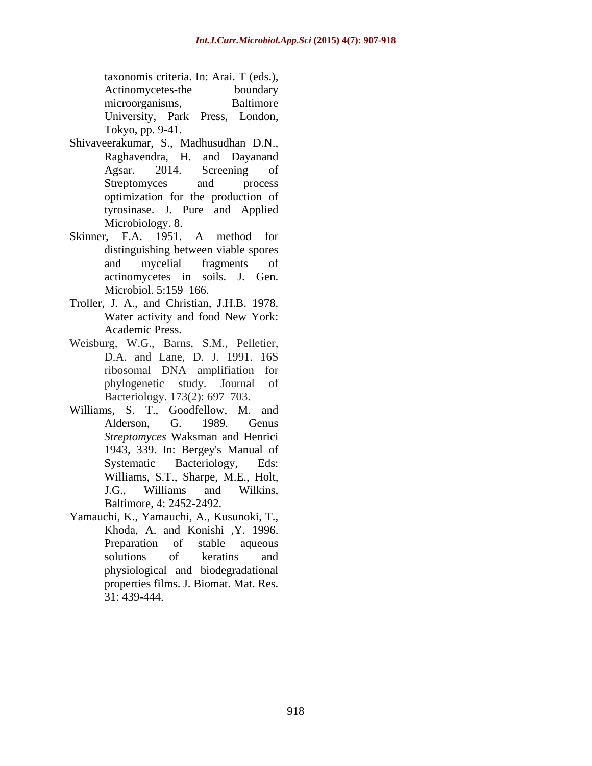taxonomis criteria. In: Arai. T (eds.), Actinomycetes-the boundary microorganisms, Baltimore University, Park Press, London, Tokyo, pp. 9-41.

Shivaveerakumar, S., Madhusudhan D.N., Raghavendra, H. and Dayanand Agsar. 2014. Screening of Streptomyces and process optimization for the production of tyrosinase. J. Pure and Applied Microbiology. 8.

Skinner, F.A. 1951. A method for distinguishing between viable spores and mycelial fragments of actinomycetes in soils. J. Gen. Microbiol. 5:159–166.

Troller, J. A., and Christian, J.H.B. 1978. Water activity and food New York: Academic Press.

Weisburg, W.G., Barns, S.M., Pelletier, D.A. and Lane, D. J. 1991. 16S ribosomal DNA amplifiation for phylogenetic study. Journal of Bacteriology. 173(2): 697–703.

Williams, S. T., Goodfellow, M. and Alderson, G. 1989. Genus *Streptomyces* Waksman and Henrici 1943, 339. In: Bergey's Manual of Systematic Bacteriology, Eds: Williams, S.T., Sharpe, M.E., Holt, J.G., Williams and Wilkins, Baltimore, 4: 2452-2492.

Yamauchi, K., Yamauchi, A., Kusunoki, T., Khoda, A. and Konishi ,Y. 1996. Preparation of stable aqueous solutions of keratins and physiological and biodegradational properties films. J. Biomat. Mat. Res. 31: 439-444.